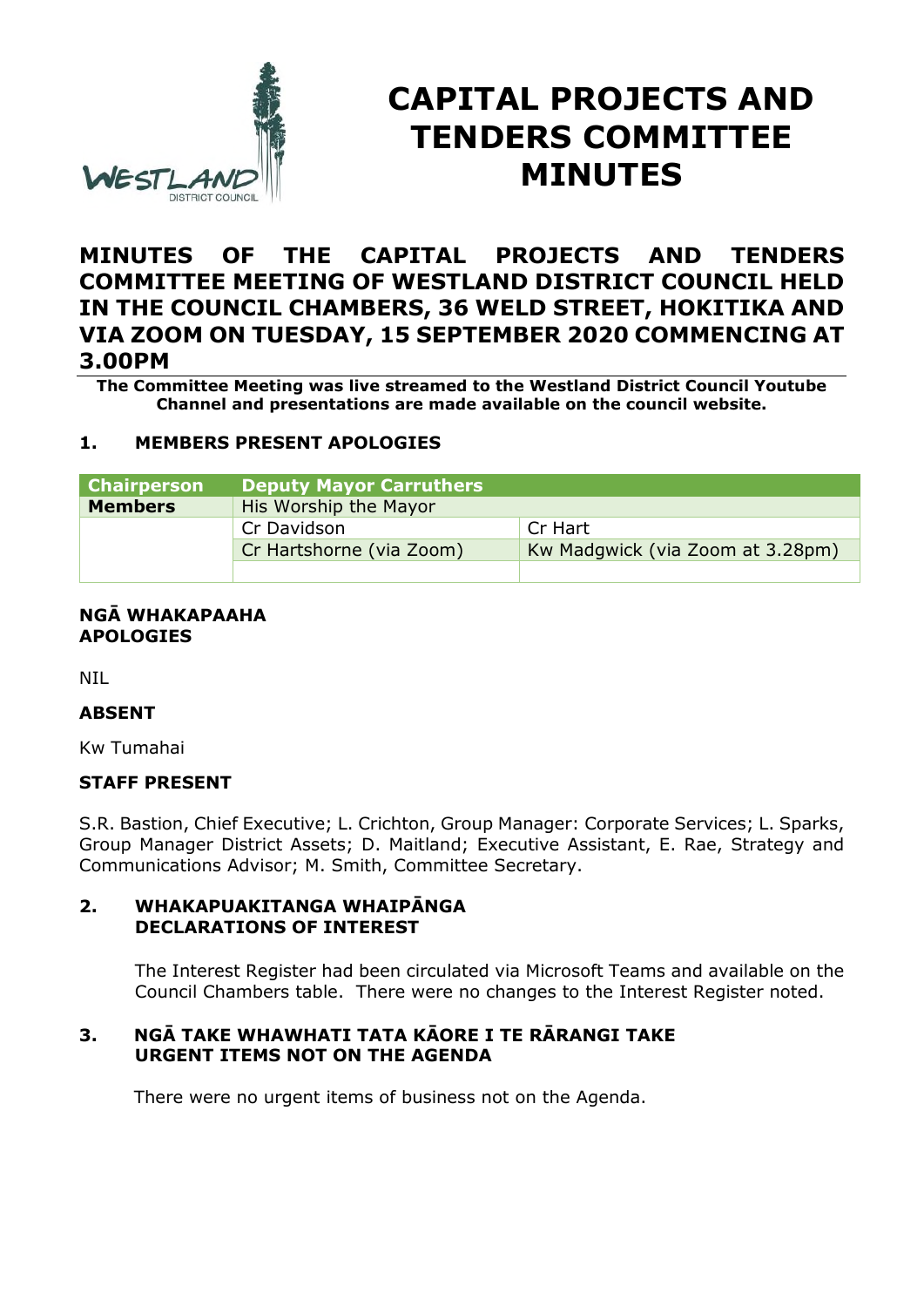# CAPITAL PROJECTS AND TENDERS COMMITTEE MINUTES

## MINUTES OF THE CAPITAL PROJECTS AND TENDERS COMMITTEE MEETING OF WESTLAND DISTRICT COUNCIL HELD IN THE COUNCIL CHAMBERS, 36 WELD STREET, HOKITIKA AND VIA ZOOM ON TUESDAY, 15 SEPTEMBER 2020 COMMENCING AT 3.00PM

**The Committee Meeting was live streamed to the Westland District Council Youtube Channel and presentations are made available on the council website.**

### 1. MEMBERS PRESENT APOLOGIES

| Chairperson | Deputy Mayor Carruthers | |
|---|---|---|
| **Members** | His Worship the Mayor | |
| | Cr Davidson | Cr Hart |
| | Cr Hartshorne (via Zoom) | Kw Madgwick (via Zoom at 3.28pm) |
| | | |

**NGĀ WHAKAPAAHA**
**APOLOGIES**

NIL

**ABSENT**

Kw Tumahai

**STAFF PRESENT**

S.R. Bastion, Chief Executive; L. Crichton, Group Manager: Corporate Services; L. Sparks, Group Manager District Assets; D. Maitland; Executive Assistant, E. Rae, Strategy and Communications Advisor; M. Smith, Committee Secretary.

### 2. WHAKAPUAKITANGA WHAIPĀNGA DECLARATIONS OF INTEREST

The Interest Register had been circulated via Microsoft Teams and available on the Council Chambers table. There were no changes to the Interest Register noted.

### 3. NGĀ TAKE WHAWHATI TATA KĀORE I TE RĀRANGI TAKE URGENT ITEMS NOT ON THE AGENDA

There were no urgent items of business not on the Agenda.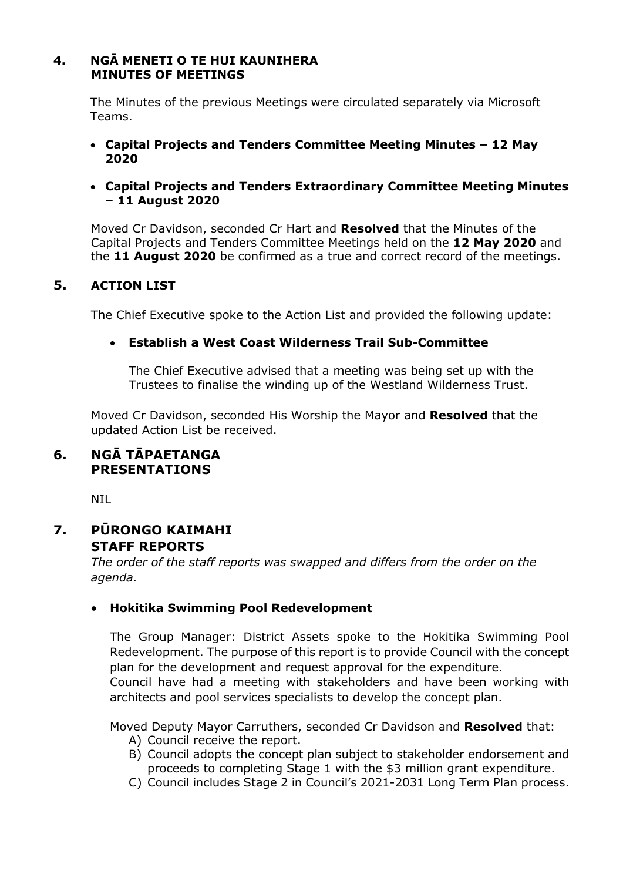## 4. NGĀ MENETI O TE HUI KAUNIHERA MINUTES OF MEETINGS

The Minutes of the previous Meetings were circulated separately via Microsoft Teams.

- **Capital Projects and Tenders Committee Meeting Minutes – 12 May 2020**
- **Capital Projects and Tenders Extraordinary Committee Meeting Minutes – 11 August 2020**

Moved Cr Davidson, seconded Cr Hart and **Resolved** that the Minutes of the Capital Projects and Tenders Committee Meetings held on the **12 May 2020** and the **11 August 2020** be confirmed as a true and correct record of the meetings.

## 5. ACTION LIST

The Chief Executive spoke to the Action List and provided the following update:

- **Establish a West Coast Wilderness Trail Sub-Committee**

  The Chief Executive advised that a meeting was being set up with the Trustees to finalise the winding up of the Westland Wilderness Trust.

Moved Cr Davidson, seconded His Worship the Mayor and **Resolved** that the updated Action List be received.

## 6. NGĀ TĀPAETANGA PRESENTATIONS

NIL

## 7. PŪRONGO KAIMAHI STAFF REPORTS

*The order of the staff reports was swapped and differs from the order on the agenda.*

- **Hokitika Swimming Pool Redevelopment**

  The Group Manager: District Assets spoke to the Hokitika Swimming Pool Redevelopment. The purpose of this report is to provide Council with the concept plan for the development and request approval for the expenditure.
  Council have had a meeting with stakeholders and have been working with architects and pool services specialists to develop the concept plan.

  Moved Deputy Mayor Carruthers, seconded Cr Davidson and **Resolved** that:

  A) Council receive the report.
  B) Council adopts the concept plan subject to stakeholder endorsement and proceeds to completing Stage 1 with the $3 million grant expenditure.
  C) Council includes Stage 2 in Council's 2021-2031 Long Term Plan process.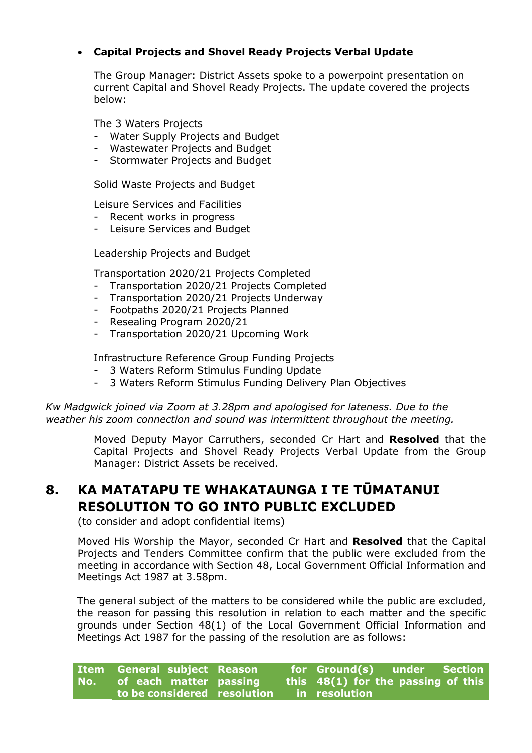- **Capital Projects and Shovel Ready Projects Verbal Update**

  The Group Manager: District Assets spoke to a powerpoint presentation on current Capital and Shovel Ready Projects. The update covered the projects below:

  The 3 Waters Projects
  - Water Supply Projects and Budget
  - Wastewater Projects and Budget
  - Stormwater Projects and Budget

  Solid Waste Projects and Budget

  Leisure Services and Facilities
  - Recent works in progress
  - Leisure Services and Budget

  Leadership Projects and Budget

  Transportation 2020/21 Projects Completed
  - Transportation 2020/21 Projects Completed
  - Transportation 2020/21 Projects Underway
  - Footpaths 2020/21 Projects Planned
  - Resealing Program 2020/21
  - Transportation 2020/21 Upcoming Work

  Infrastructure Reference Group Funding Projects
  - 3 Waters Reform Stimulus Funding Update
  - 3 Waters Reform Stimulus Funding Delivery Plan Objectives

*Kw Madgwick joined via Zoom at 3.28pm and apologised for lateness. Due to the weather his zoom connection and sound was intermittent throughout the meeting.*

Moved Deputy Mayor Carruthers, seconded Cr Hart and **Resolved** that the Capital Projects and Shovel Ready Projects Verbal Update from the Group Manager: District Assets be received.

## 8. KA MATATAPU TE WHAKATAUNGA I TE TŪMATANUI RESOLUTION TO GO INTO PUBLIC EXCLUDED

(to consider and adopt confidential items)

Moved His Worship the Mayor, seconded Cr Hart and **Resolved** that the Capital Projects and Tenders Committee confirm that the public were excluded from the meeting in accordance with Section 48, Local Government Official Information and Meetings Act 1987 at 3.58pm.

The general subject of the matters to be considered while the public are excluded, the reason for passing this resolution in relation to each matter and the specific grounds under Section 48(1) of the Local Government Official Information and Meetings Act 1987 for the passing of the resolution are as follows:

| Item No. | General subject of each matter to be considered | Reason for passing this resolution | Ground(s) under Section 48(1) for the passing of this resolution |
|---|---|---|---|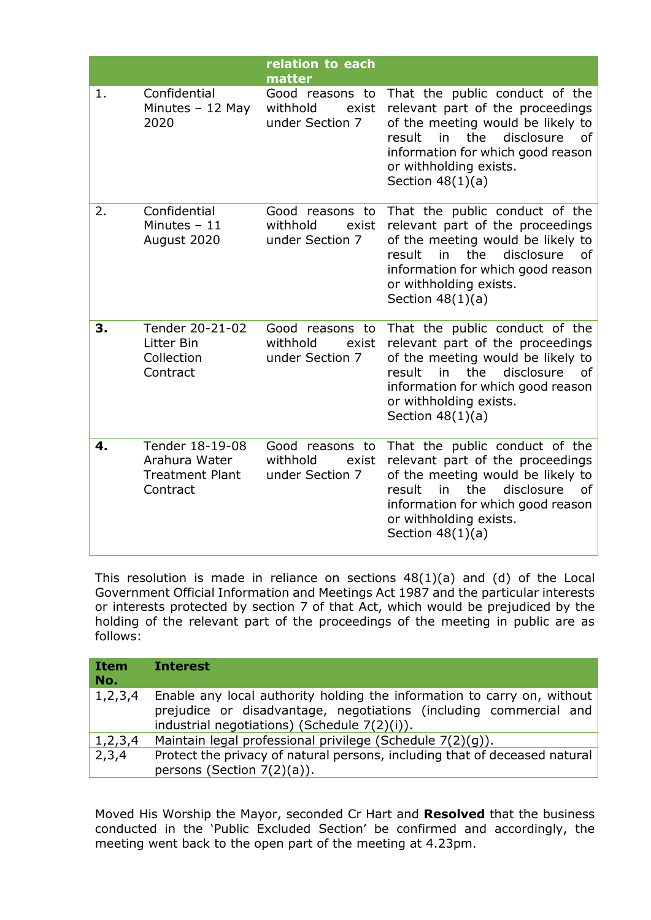| | | relation to each matter | |
|---|---|---|---|
| 1. | Confidential Minutes – 12 May 2020 | Good reasons to withhold exist under Section 7 | That the public conduct of the relevant part of the proceedings of the meeting would be likely to result in the disclosure of information for which good reason or withholding exists. Section 48(1)(a) |
| 2. | Confidential Minutes – 11 August 2020 | Good reasons to withhold exist under Section 7 | That the public conduct of the relevant part of the proceedings of the meeting would be likely to result in the disclosure of information for which good reason or withholding exists. Section 48(1)(a) |
| **3.** | Tender 20-21-02 Litter Bin Collection Contract | Good reasons to withhold exist under Section 7 | That the public conduct of the relevant part of the proceedings of the meeting would be likely to result in the disclosure of information for which good reason or withholding exists. Section 48(1)(a) |
| **4.** | Tender 18-19-08 Arahura Water Treatment Plant Contract | Good reasons to withhold exist under Section 7 | That the public conduct of the relevant part of the proceedings of the meeting would be likely to result in the disclosure of information for which good reason or withholding exists. Section 48(1)(a) |

This resolution is made in reliance on sections 48(1)(a) and (d) of the Local Government Official Information and Meetings Act 1987 and the particular interests or interests protected by section 7 of that Act, which would be prejudiced by the holding of the relevant part of the proceedings of the meeting in public are as follows:

| Item No. | Interest |
|---|---|
| 1,2,3,4 | Enable any local authority holding the information to carry on, without prejudice or disadvantage, negotiations (including commercial and industrial negotiations) (Schedule 7(2)(i)). |
| 1,2,3,4 | Maintain legal professional privilege (Schedule 7(2)(g)). |
| 2,3,4 | Protect the privacy of natural persons, including that of deceased natural persons (Section 7(2)(a)). |

Moved His Worship the Mayor, seconded Cr Hart and **Resolved** that the business conducted in the 'Public Excluded Section' be confirmed and accordingly, the meeting went back to the open part of the meeting at 4.23pm.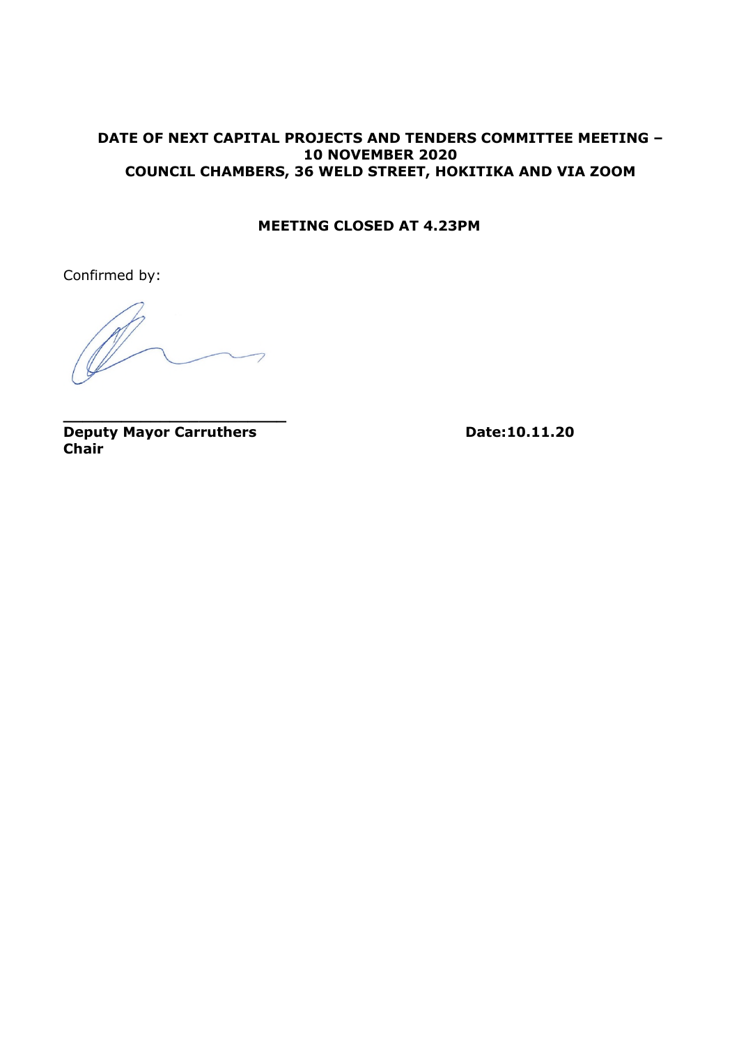**DATE OF NEXT CAPITAL PROJECTS AND TENDERS COMMITTEE MEETING – 10 NOVEMBER 2020**
**COUNCIL CHAMBERS, 36 WELD STREET, HOKITIKA AND VIA ZOOM**

**MEETING CLOSED AT 4.23PM**

Confirmed by:

\_\_\_\_\_\_\_\_\_\_\_\_\_\_\_\_\_\_\_\_\_\_\_\_
**Deputy Mayor Carruthers**
**Chair**

**Date:10.11.20**